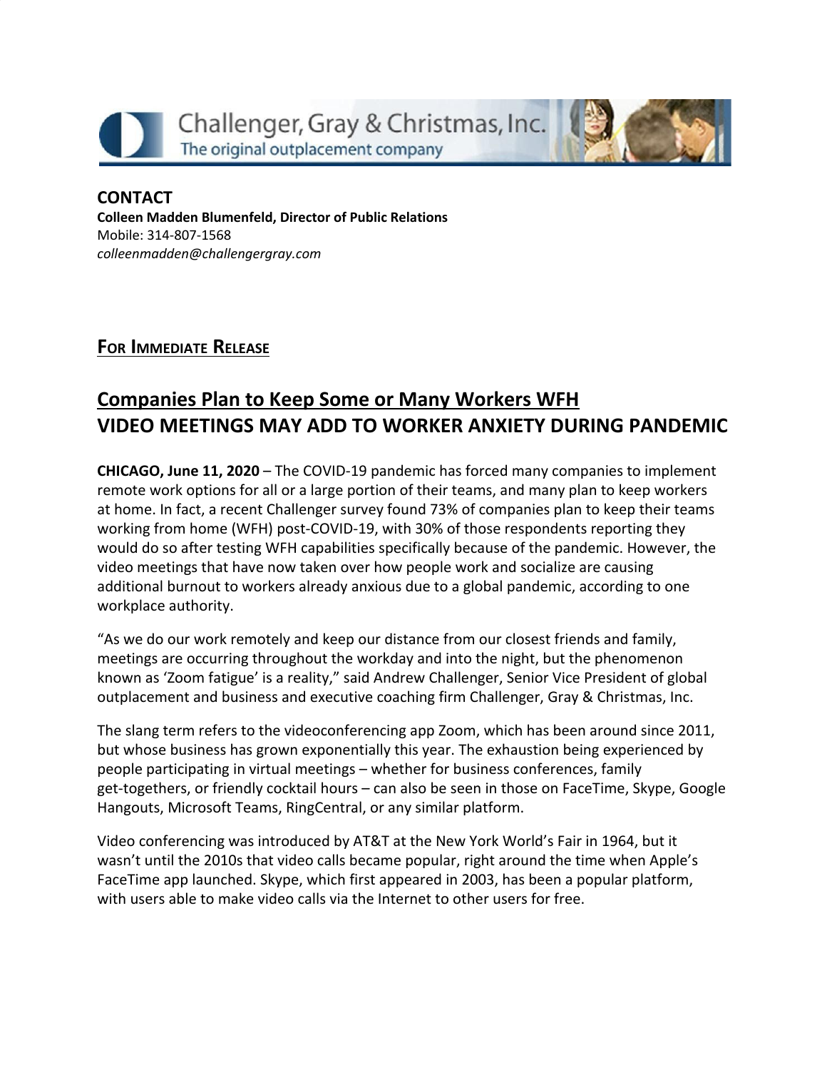Challenger, Gray & Christmas, Inc.
The original outplacement company

**CONTACT**
**Colleen Madden Blumenfeld, Director of Public Relations**
Mobile: 314-807-1568
*colleenmadden@challengergray.com*

**FOR IMMEDIATE RELEASE**

## Companies Plan to Keep Some or Many Workers WFH
## VIDEO MEETINGS MAY ADD TO WORKER ANXIETY DURING PANDEMIC

**CHICAGO, June 11, 2020** – The COVID-19 pandemic has forced many companies to implement remote work options for all or a large portion of their teams, and many plan to keep workers at home. In fact, a recent Challenger survey found 73% of companies plan to keep their teams working from home (WFH) post-COVID-19, with 30% of those respondents reporting they would do so after testing WFH capabilities specifically because of the pandemic. However, the video meetings that have now taken over how people work and socialize are causing additional burnout to workers already anxious due to a global pandemic, according to one workplace authority.

"As we do our work remotely and keep our distance from our closest friends and family, meetings are occurring throughout the workday and into the night, but the phenomenon known as 'Zoom fatigue' is a reality," said Andrew Challenger, Senior Vice President of global outplacement and business and executive coaching firm Challenger, Gray & Christmas, Inc.

The slang term refers to the videoconferencing app Zoom, which has been around since 2011, but whose business has grown exponentially this year. The exhaustion being experienced by people participating in virtual meetings – whether for business conferences, family get-togethers, or friendly cocktail hours – can also be seen in those on FaceTime, Skype, Google Hangouts, Microsoft Teams, RingCentral, or any similar platform.

Video conferencing was introduced by AT&T at the New York World's Fair in 1964, but it wasn't until the 2010s that video calls became popular, right around the time when Apple's FaceTime app launched. Skype, which first appeared in 2003, has been a popular platform, with users able to make video calls via the Internet to other users for free.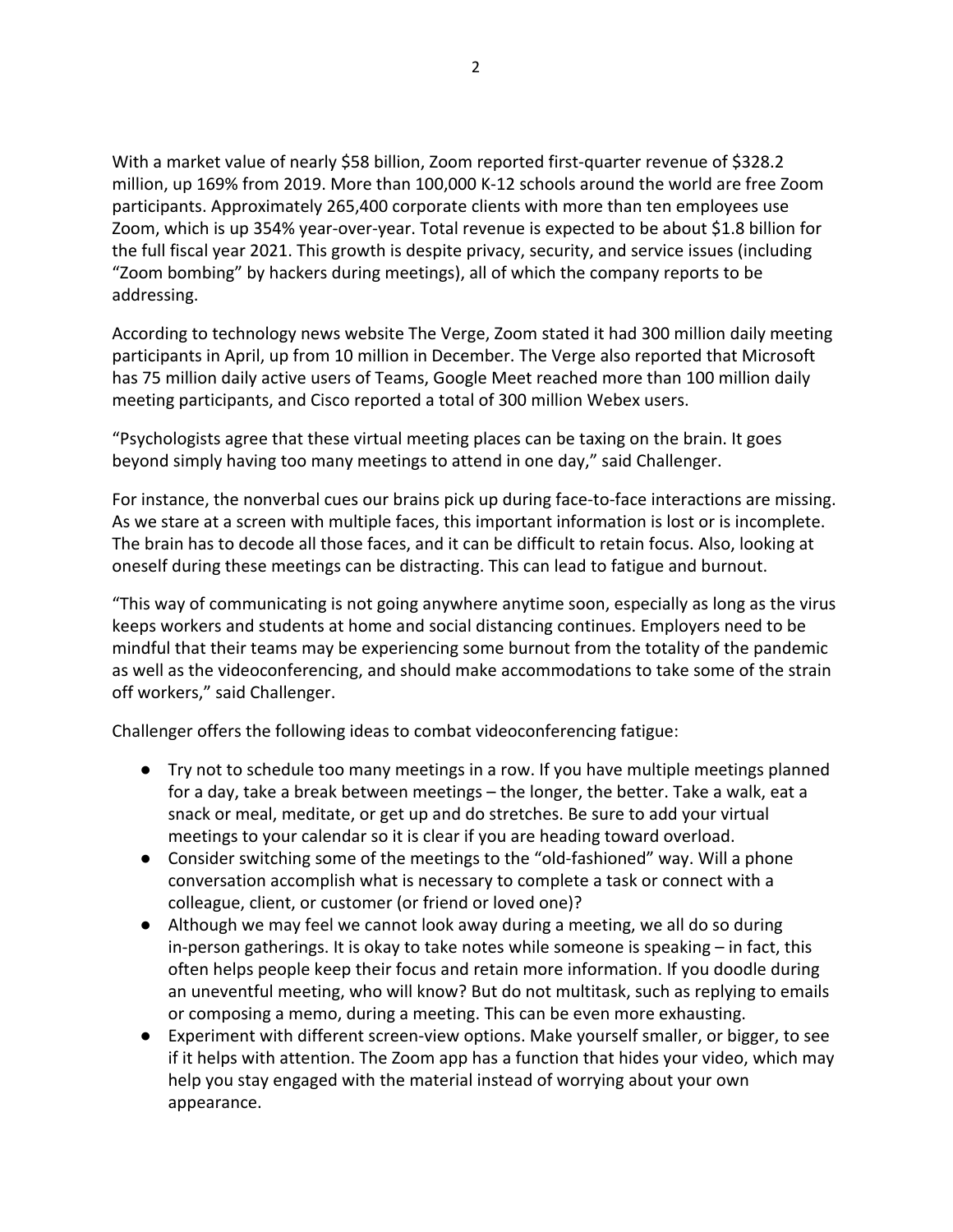With a market value of nearly $58 billion, Zoom reported first-quarter revenue of $328.2 million, up 169% from 2019. More than 100,000 K-12 schools around the world are free Zoom participants. Approximately 265,400 corporate clients with more than ten employees use Zoom, which is up 354% year-over-year. Total revenue is expected to be about $1.8 billion for the full fiscal year 2021. This growth is despite privacy, security, and service issues (including "Zoom bombing" by hackers during meetings), all of which the company reports to be addressing.

According to technology news website The Verge, Zoom stated it had 300 million daily meeting participants in April, up from 10 million in December. The Verge also reported that Microsoft has 75 million daily active users of Teams, Google Meet reached more than 100 million daily meeting participants, and Cisco reported a total of 300 million Webex users.

"Psychologists agree that these virtual meeting places can be taxing on the brain. It goes beyond simply having too many meetings to attend in one day," said Challenger.

For instance, the nonverbal cues our brains pick up during face-to-face interactions are missing. As we stare at a screen with multiple faces, this important information is lost or is incomplete. The brain has to decode all those faces, and it can be difficult to retain focus. Also, looking at oneself during these meetings can be distracting. This can lead to fatigue and burnout.

"This way of communicating is not going anywhere anytime soon, especially as long as the virus keeps workers and students at home and social distancing continues. Employers need to be mindful that their teams may be experiencing some burnout from the totality of the pandemic as well as the videoconferencing, and should make accommodations to take some of the strain off workers," said Challenger.

Challenger offers the following ideas to combat videoconferencing fatigue:

- Try not to schedule too many meetings in a row. If you have multiple meetings planned for a day, take a break between meetings – the longer, the better. Take a walk, eat a snack or meal, meditate, or get up and do stretches. Be sure to add your virtual meetings to your calendar so it is clear if you are heading toward overload.
- Consider switching some of the meetings to the "old-fashioned" way. Will a phone conversation accomplish what is necessary to complete a task or connect with a colleague, client, or customer (or friend or loved one)?
- Although we may feel we cannot look away during a meeting, we all do so during in-person gatherings. It is okay to take notes while someone is speaking – in fact, this often helps people keep their focus and retain more information. If you doodle during an uneventful meeting, who will know? But do not multitask, such as replying to emails or composing a memo, during a meeting. This can be even more exhausting.
- Experiment with different screen-view options. Make yourself smaller, or bigger, to see if it helps with attention. The Zoom app has a function that hides your video, which may help you stay engaged with the material instead of worrying about your own appearance.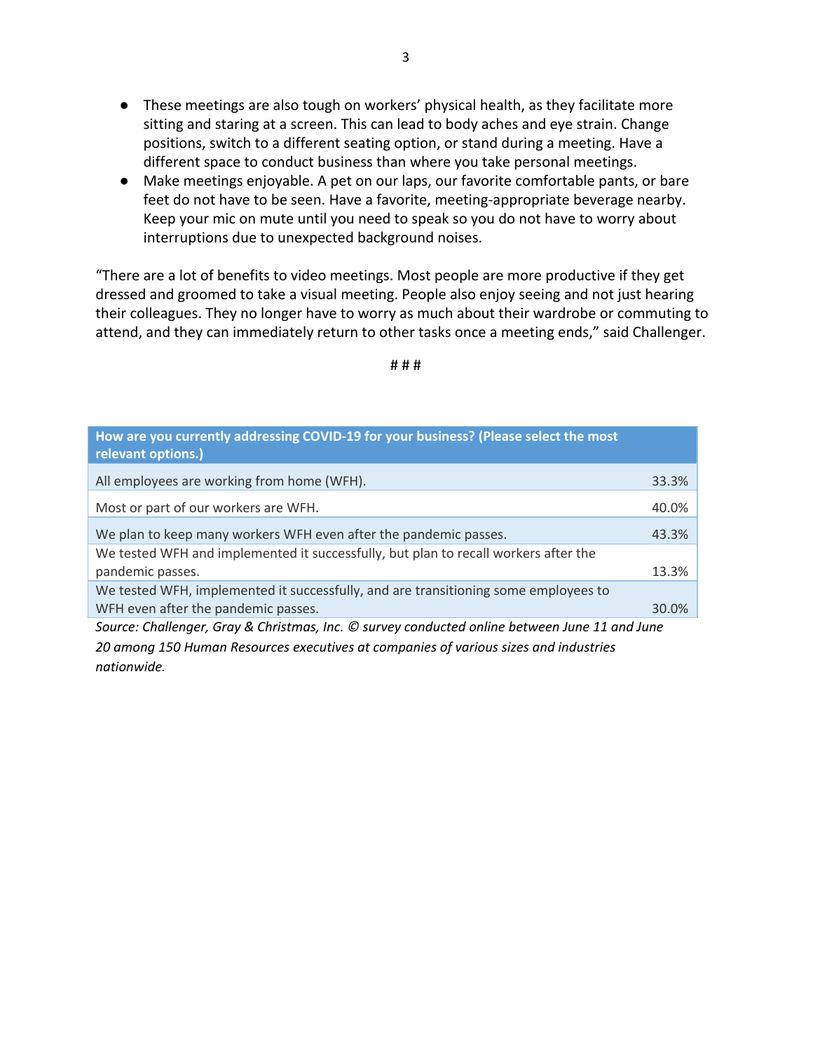- These meetings are also tough on workers' physical health, as they facilitate more sitting and staring at a screen. This can lead to body aches and eye strain. Change positions, switch to a different seating option, or stand during a meeting. Have a different space to conduct business than where you take personal meetings.
- Make meetings enjoyable. A pet on our laps, our favorite comfortable pants, or bare feet do not have to be seen. Have a favorite, meeting-appropriate beverage nearby. Keep your mic on mute until you need to speak so you do not have to worry about interruptions due to unexpected background noises.

"There are a lot of benefits to video meetings. Most people are more productive if they get dressed and groomed to take a visual meeting. People also enjoy seeing and not just hearing their colleagues. They no longer have to worry as much about their wardrobe or commuting to attend, and they can immediately return to other tasks once a meeting ends," said Challenger.

# # #

| **How are you currently addressing COVID-19 for your business? (Please select the most relevant options.)** | |
|---|---|
| All employees are working from home (WFH). | 33.3% |
| Most or part of our workers are WFH. | 40.0% |
| We plan to keep many workers WFH even after the pandemic passes. | 43.3% |
| We tested WFH and implemented it successfully, but plan to recall workers after the pandemic passes. | 13.3% |
| We tested WFH, implemented it successfully, and are transitioning some employees to WFH even after the pandemic passes. | 30.0% |

*Source: Challenger, Gray & Christmas, Inc. © survey conducted online between June 11 and June 20 among 150 Human Resources executives at companies of various sizes and industries nationwide.*